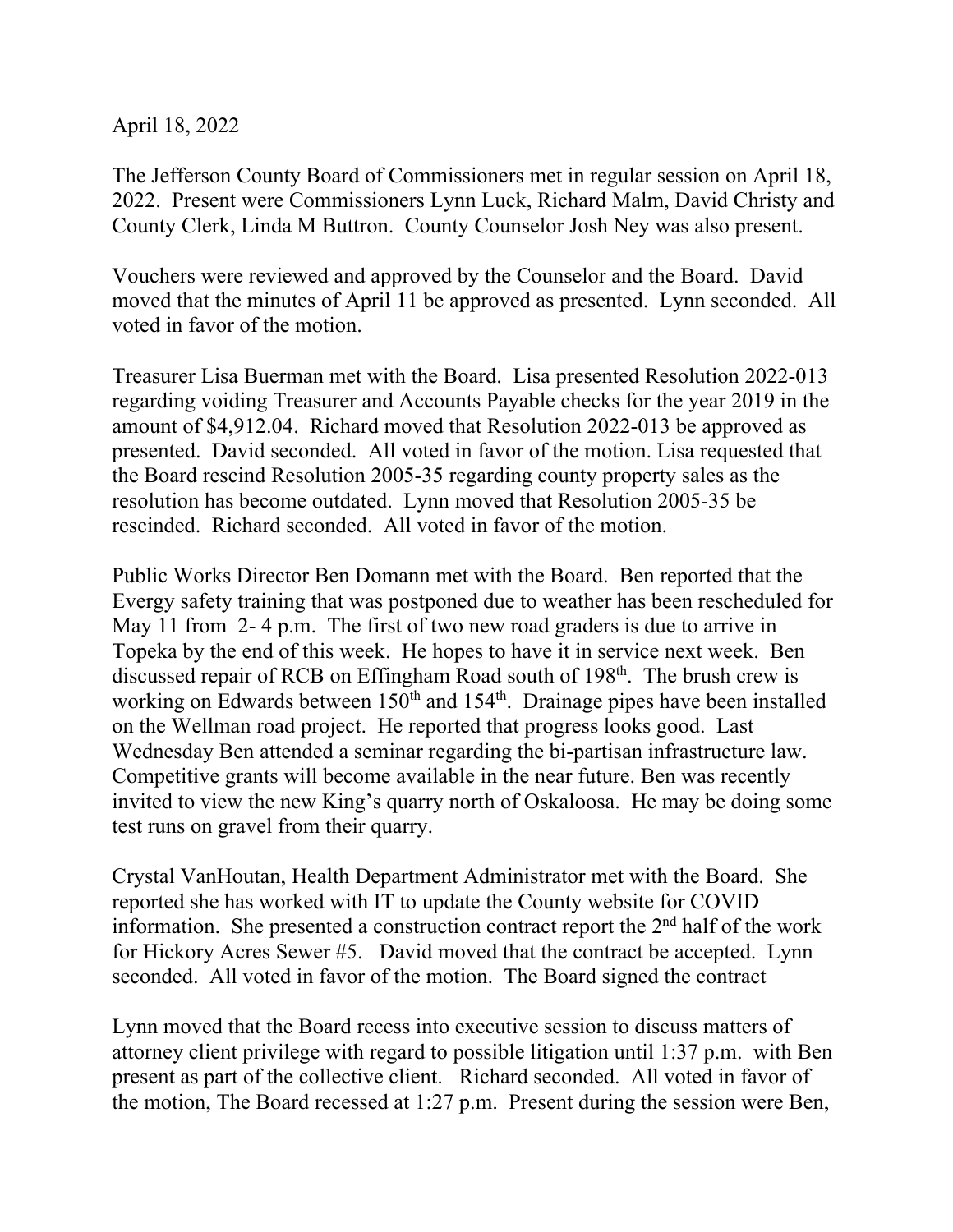April 18, 2022

The Jefferson County Board of Commissioners met in regular session on April 18, 2022. Present were Commissioners Lynn Luck, Richard Malm, David Christy and County Clerk, Linda M Buttron. County Counselor Josh Ney was also present.

Vouchers were reviewed and approved by the Counselor and the Board. David moved that the minutes of April 11 be approved as presented. Lynn seconded. All voted in favor of the motion.

Treasurer Lisa Buerman met with the Board. Lisa presented Resolution 2022-013 regarding voiding Treasurer and Accounts Payable checks for the year 2019 in the amount of $4,912.04. Richard moved that Resolution 2022-013 be approved as presented. David seconded. All voted in favor of the motion. Lisa requested that the Board rescind Resolution 2005-35 regarding county property sales as the resolution has become outdated. Lynn moved that Resolution 2005-35 be rescinded. Richard seconded. All voted in favor of the motion.

Public Works Director Ben Domann met with the Board. Ben reported that the Evergy safety training that was postponed due to weather has been rescheduled for May 11 from 2- 4 p.m. The first of two new road graders is due to arrive in Topeka by the end of this week. He hopes to have it in service next week. Ben discussed repair of RCB on Effingham Road south of 198th. The brush crew is working on Edwards between 150th and 154th. Drainage pipes have been installed on the Wellman road project. He reported that progress looks good. Last Wednesday Ben attended a seminar regarding the bi-partisan infrastructure law. Competitive grants will become available in the near future. Ben was recently invited to view the new King's quarry north of Oskaloosa. He may be doing some test runs on gravel from their quarry.

Crystal VanHoutan, Health Department Administrator met with the Board. She reported she has worked with IT to update the County website for COVID information. She presented a construction contract report the 2nd half of the work for Hickory Acres Sewer #5. David moved that the contract be accepted. Lynn seconded. All voted in favor of the motion. The Board signed the contract

Lynn moved that the Board recess into executive session to discuss matters of attorney client privilege with regard to possible litigation until 1:37 p.m. with Ben present as part of the collective client. Richard seconded. All voted in favor of the motion, The Board recessed at 1:27 p.m. Present during the session were Ben,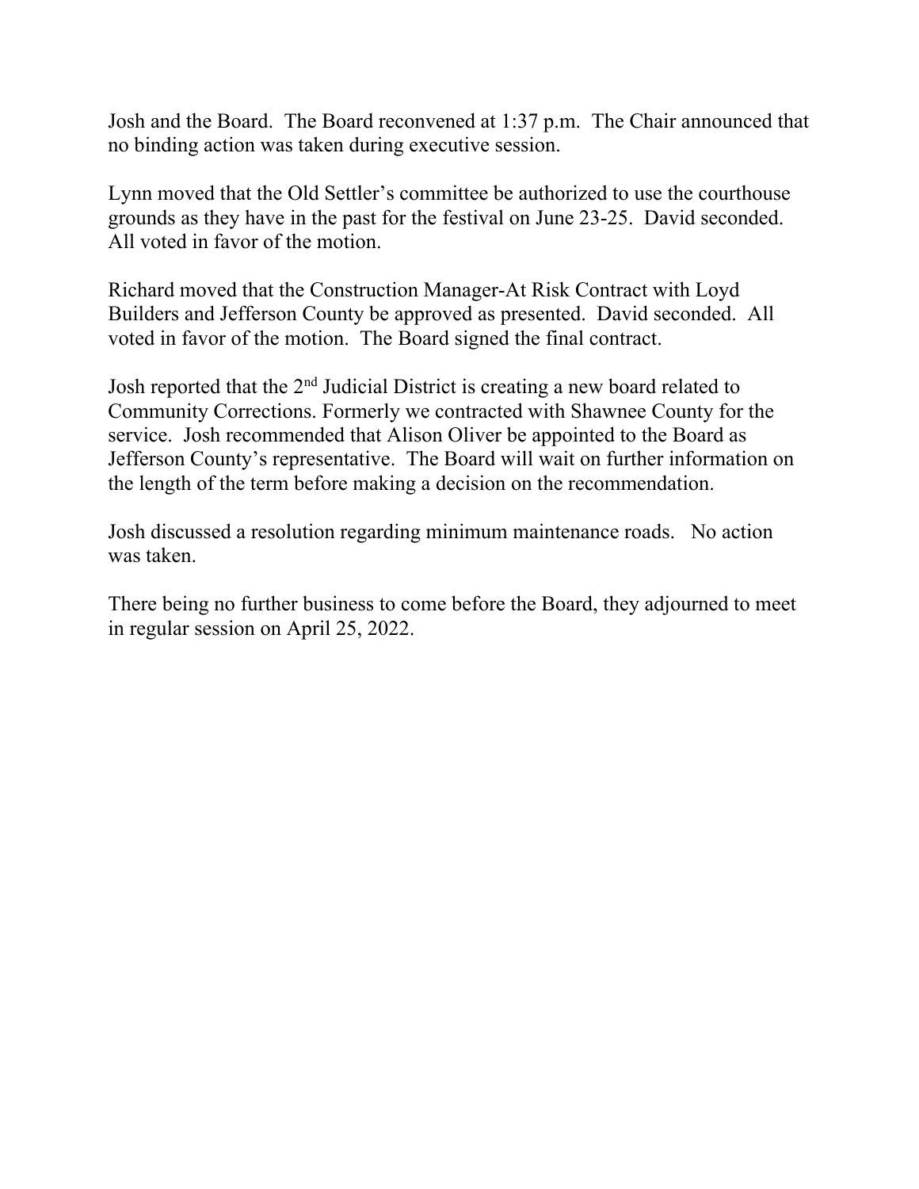Josh and the Board. The Board reconvened at 1:37 p.m. The Chair announced that no binding action was taken during executive session.

Lynn moved that the Old Settler's committee be authorized to use the courthouse grounds as they have in the past for the festival on June 23-25. David seconded. All voted in favor of the motion.

Richard moved that the Construction Manager-At Risk Contract with Loyd Builders and Jefferson County be approved as presented. David seconded. All voted in favor of the motion. The Board signed the final contract.

Josh reported that the 2nd Judicial District is creating a new board related to Community Corrections. Formerly we contracted with Shawnee County for the service. Josh recommended that Alison Oliver be appointed to the Board as Jefferson County's representative. The Board will wait on further information on the length of the term before making a decision on the recommendation.

Josh discussed a resolution regarding minimum maintenance roads. No action was taken.

There being no further business to come before the Board, they adjourned to meet in regular session on April 25, 2022.